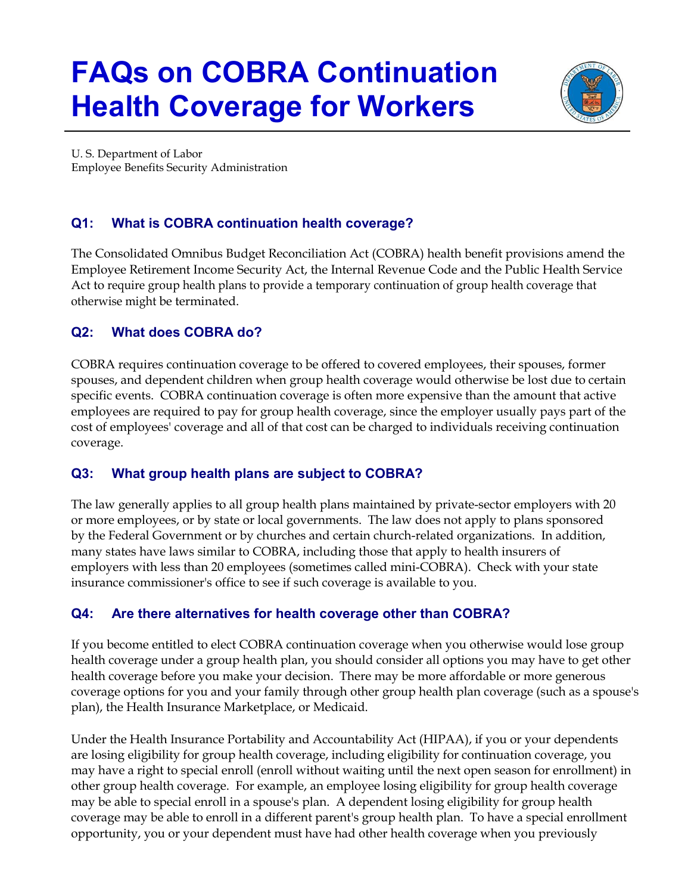# FAQs on COBRA Continuation Health Coverage for Workers

U. S. Department of Labor
Employee Benefits Security Administration

### Q1: What is COBRA continuation health coverage?

The Consolidated Omnibus Budget Reconciliation Act (COBRA) health benefit provisions amend the Employee Retirement Income Security Act, the Internal Revenue Code and the Public Health Service Act to require group health plans to provide a temporary continuation of group health coverage that otherwise might be terminated.

### Q2: What does COBRA do?

COBRA requires continuation coverage to be offered to covered employees, their spouses, former spouses, and dependent children when group health coverage would otherwise be lost due to certain specific events. COBRA continuation coverage is often more expensive than the amount that active employees are required to pay for group health coverage, since the employer usually pays part of the cost of employees' coverage and all of that cost can be charged to individuals receiving continuation coverage.

### Q3: What group health plans are subject to COBRA?

The law generally applies to all group health plans maintained by private-sector employers with 20 or more employees, or by state or local governments. The law does not apply to plans sponsored by the Federal Government or by churches and certain church-related organizations. In addition, many states have laws similar to COBRA, including those that apply to health insurers of employers with less than 20 employees (sometimes called mini-COBRA). Check with your state insurance commissioner's office to see if such coverage is available to you.

### Q4: Are there alternatives for health coverage other than COBRA?

If you become entitled to elect COBRA continuation coverage when you otherwise would lose group health coverage under a group health plan, you should consider all options you may have to get other health coverage before you make your decision. There may be more affordable or more generous coverage options for you and your family through other group health plan coverage (such as a spouse's plan), the Health Insurance Marketplace, or Medicaid.

Under the Health Insurance Portability and Accountability Act (HIPAA), if you or your dependents are losing eligibility for group health coverage, including eligibility for continuation coverage, you may have a right to special enroll (enroll without waiting until the next open season for enrollment) in other group health coverage. For example, an employee losing eligibility for group health coverage may be able to special enroll in a spouse's plan. A dependent losing eligibility for group health coverage may be able to enroll in a different parent's group health plan. To have a special enrollment opportunity, you or your dependent must have had other health coverage when you previously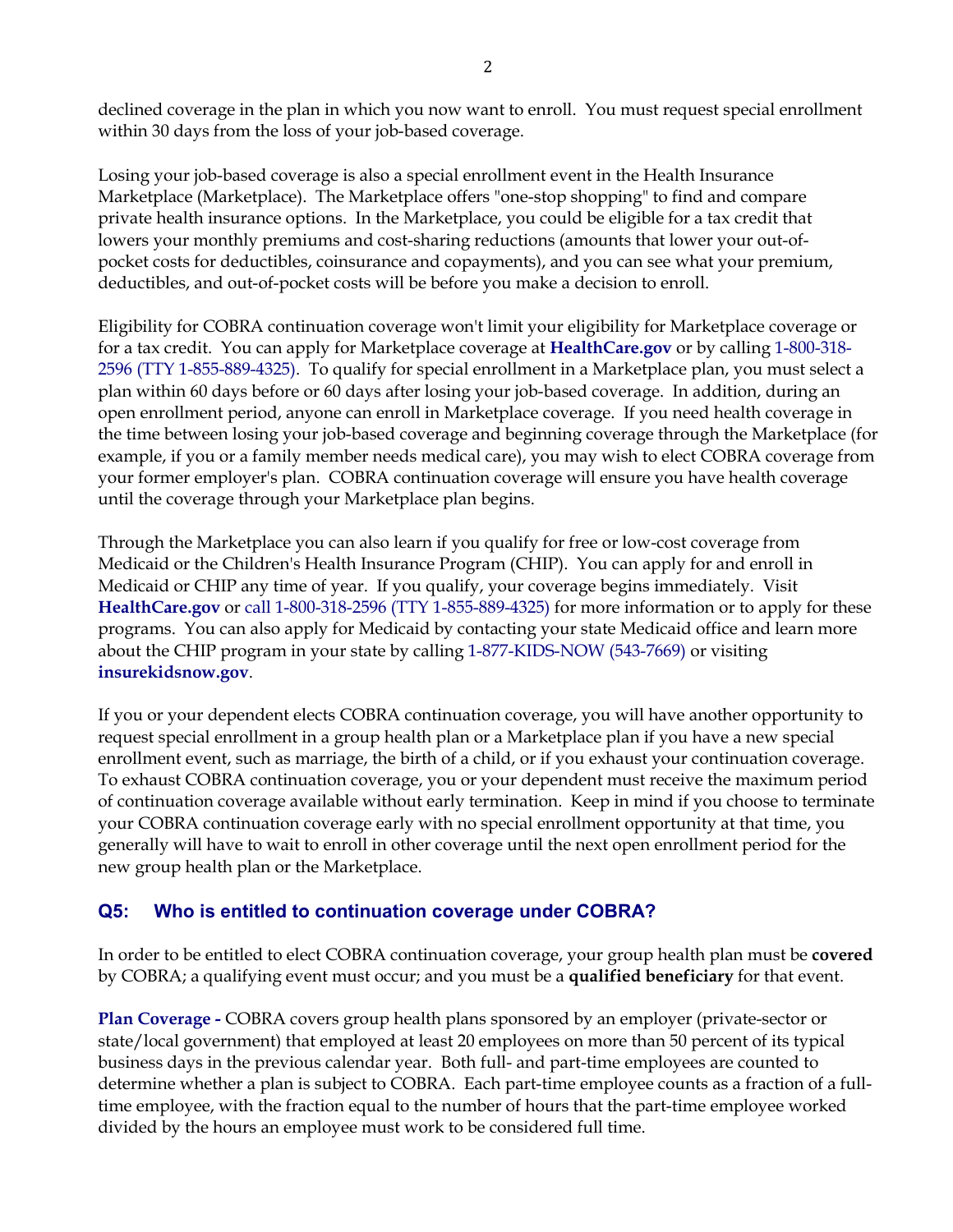declined coverage in the plan in which you now want to enroll. You must request special enrollment within 30 days from the loss of your job-based coverage.

Losing your job-based coverage is also a special enrollment event in the Health Insurance Marketplace (Marketplace). The Marketplace offers "one-stop shopping" to find and compare private health insurance options. In the Marketplace, you could be eligible for a tax credit that lowers your monthly premiums and cost-sharing reductions (amounts that lower your out-of-pocket costs for deductibles, coinsurance and copayments), and you can see what your premium, deductibles, and out-of-pocket costs will be before you make a decision to enroll.

Eligibility for COBRA continuation coverage won't limit your eligibility for Marketplace coverage or for a tax credit. You can apply for Marketplace coverage at **HealthCare.gov** or by calling 1-800-318-2596 (TTY 1-855-889-4325). To qualify for special enrollment in a Marketplace plan, you must select a plan within 60 days before or 60 days after losing your job-based coverage. In addition, during an open enrollment period, anyone can enroll in Marketplace coverage. If you need health coverage in the time between losing your job-based coverage and beginning coverage through the Marketplace (for example, if you or a family member needs medical care), you may wish to elect COBRA coverage from your former employer's plan. COBRA continuation coverage will ensure you have health coverage until the coverage through your Marketplace plan begins.

Through the Marketplace you can also learn if you qualify for free or low-cost coverage from Medicaid or the Children's Health Insurance Program (CHIP). You can apply for and enroll in Medicaid or CHIP any time of year. If you qualify, your coverage begins immediately. Visit **HealthCare.gov** or call 1-800-318-2596 (TTY 1-855-889-4325) for more information or to apply for these programs. You can also apply for Medicaid by contacting your state Medicaid office and learn more about the CHIP program in your state by calling 1-877-KIDS-NOW (543-7669) or visiting **insurekidsnow.gov**.

If you or your dependent elects COBRA continuation coverage, you will have another opportunity to request special enrollment in a group health plan or a Marketplace plan if you have a new special enrollment event, such as marriage, the birth of a child, or if you exhaust your continuation coverage. To exhaust COBRA continuation coverage, you or your dependent must receive the maximum period of continuation coverage available without early termination. Keep in mind if you choose to terminate your COBRA continuation coverage early with no special enrollment opportunity at that time, you generally will have to wait to enroll in other coverage until the next open enrollment period for the new group health plan or the Marketplace.

## Q5: Who is entitled to continuation coverage under COBRA?

In order to be entitled to elect COBRA continuation coverage, your group health plan must be **covered** by COBRA; a qualifying event must occur; and you must be a **qualified beneficiary** for that event.

**Plan Coverage -** COBRA covers group health plans sponsored by an employer (private-sector or state/local government) that employed at least 20 employees on more than 50 percent of its typical business days in the previous calendar year. Both full- and part-time employees are counted to determine whether a plan is subject to COBRA. Each part-time employee counts as a fraction of a full-time employee, with the fraction equal to the number of hours that the part-time employee worked divided by the hours an employee must work to be considered full time.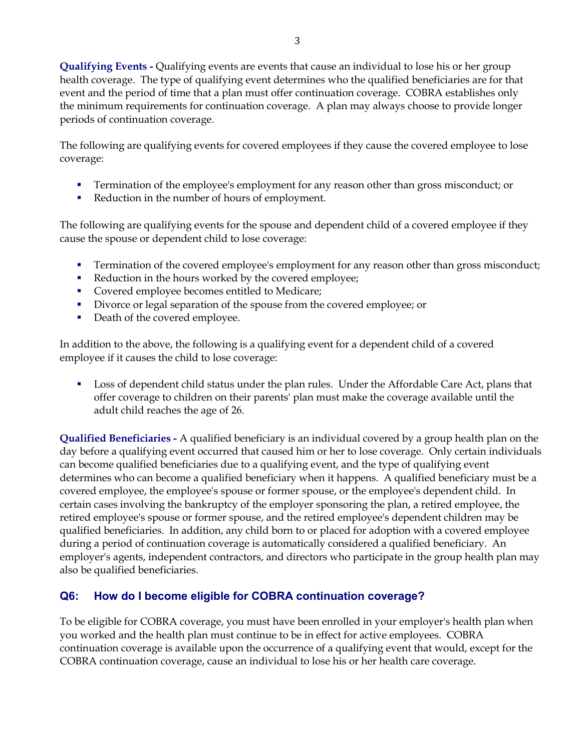**Qualifying Events -** Qualifying events are events that cause an individual to lose his or her group health coverage. The type of qualifying event determines who the qualified beneficiaries are for that event and the period of time that a plan must offer continuation coverage. COBRA establishes only the minimum requirements for continuation coverage. A plan may always choose to provide longer periods of continuation coverage.

The following are qualifying events for covered employees if they cause the covered employee to lose coverage:

- Termination of the employee's employment for any reason other than gross misconduct; or
- Reduction in the number of hours of employment.

The following are qualifying events for the spouse and dependent child of a covered employee if they cause the spouse or dependent child to lose coverage:

- Termination of the covered employee's employment for any reason other than gross misconduct;
- Reduction in the hours worked by the covered employee;
- Covered employee becomes entitled to Medicare;
- Divorce or legal separation of the spouse from the covered employee; or
- Death of the covered employee.

In addition to the above, the following is a qualifying event for a dependent child of a covered employee if it causes the child to lose coverage:

- Loss of dependent child status under the plan rules. Under the Affordable Care Act, plans that offer coverage to children on their parents' plan must make the coverage available until the adult child reaches the age of 26.

**Qualified Beneficiaries -** A qualified beneficiary is an individual covered by a group health plan on the day before a qualifying event occurred that caused him or her to lose coverage. Only certain individuals can become qualified beneficiaries due to a qualifying event, and the type of qualifying event determines who can become a qualified beneficiary when it happens. A qualified beneficiary must be a covered employee, the employee's spouse or former spouse, or the employee's dependent child. In certain cases involving the bankruptcy of the employer sponsoring the plan, a retired employee, the retired employee's spouse or former spouse, and the retired employee's dependent children may be qualified beneficiaries. In addition, any child born to or placed for adoption with a covered employee during a period of continuation coverage is automatically considered a qualified beneficiary. An employer's agents, independent contractors, and directors who participate in the group health plan may also be qualified beneficiaries.

## Q6: How do I become eligible for COBRA continuation coverage?

To be eligible for COBRA coverage, you must have been enrolled in your employer's health plan when you worked and the health plan must continue to be in effect for active employees. COBRA continuation coverage is available upon the occurrence of a qualifying event that would, except for the COBRA continuation coverage, cause an individual to lose his or her health care coverage.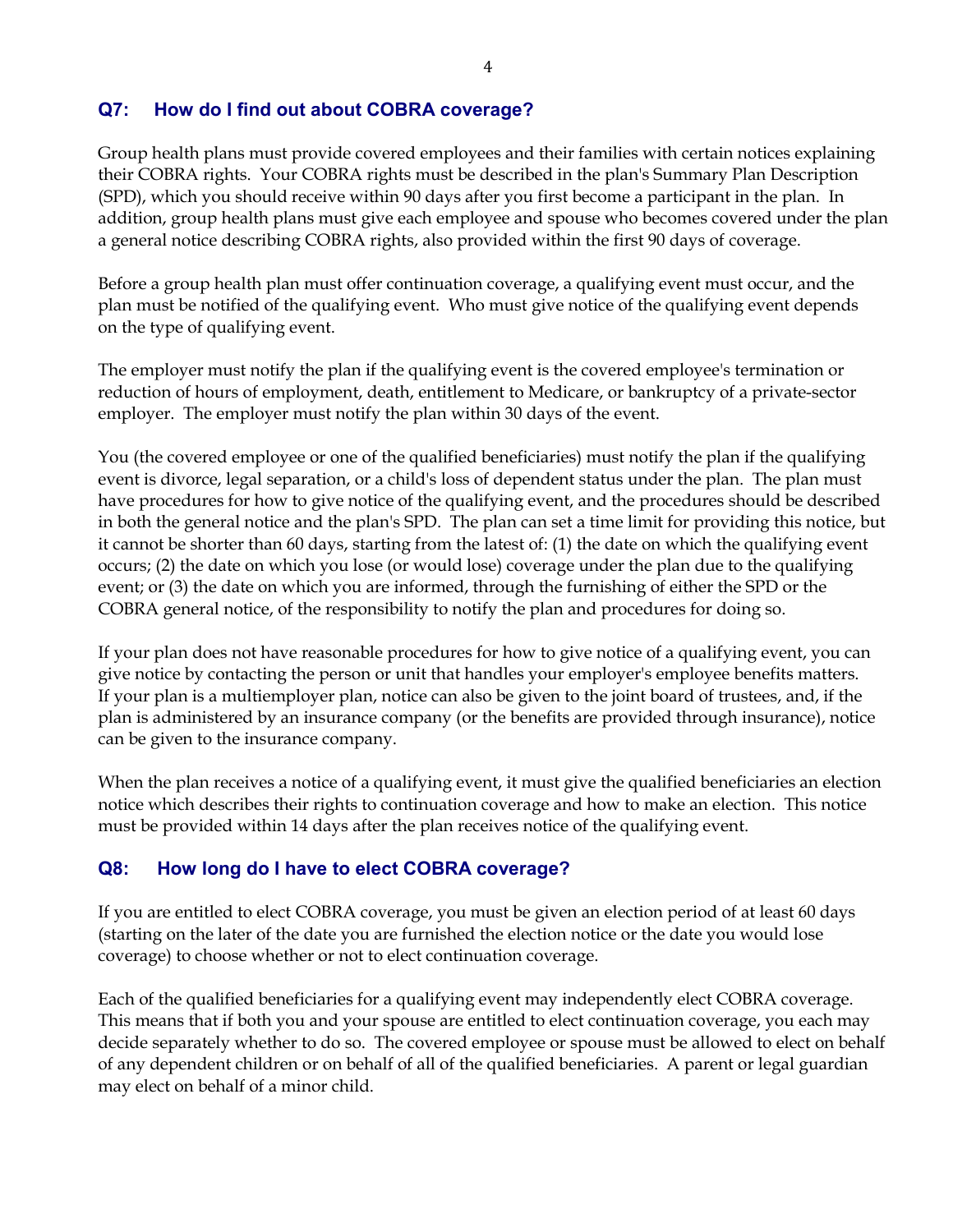## Q7: How do I find out about COBRA coverage?

Group health plans must provide covered employees and their families with certain notices explaining their COBRA rights. Your COBRA rights must be described in the plan's Summary Plan Description (SPD), which you should receive within 90 days after you first become a participant in the plan. In addition, group health plans must give each employee and spouse who becomes covered under the plan a general notice describing COBRA rights, also provided within the first 90 days of coverage.

Before a group health plan must offer continuation coverage, a qualifying event must occur, and the plan must be notified of the qualifying event. Who must give notice of the qualifying event depends on the type of qualifying event.

The employer must notify the plan if the qualifying event is the covered employee's termination or reduction of hours of employment, death, entitlement to Medicare, or bankruptcy of a private-sector employer. The employer must notify the plan within 30 days of the event.

You (the covered employee or one of the qualified beneficiaries) must notify the plan if the qualifying event is divorce, legal separation, or a child's loss of dependent status under the plan. The plan must have procedures for how to give notice of the qualifying event, and the procedures should be described in both the general notice and the plan's SPD. The plan can set a time limit for providing this notice, but it cannot be shorter than 60 days, starting from the latest of: (1) the date on which the qualifying event occurs; (2) the date on which you lose (or would lose) coverage under the plan due to the qualifying event; or (3) the date on which you are informed, through the furnishing of either the SPD or the COBRA general notice, of the responsibility to notify the plan and procedures for doing so.

If your plan does not have reasonable procedures for how to give notice of a qualifying event, you can give notice by contacting the person or unit that handles your employer's employee benefits matters. If your plan is a multiemployer plan, notice can also be given to the joint board of trustees, and, if the plan is administered by an insurance company (or the benefits are provided through insurance), notice can be given to the insurance company.

When the plan receives a notice of a qualifying event, it must give the qualified beneficiaries an election notice which describes their rights to continuation coverage and how to make an election. This notice must be provided within 14 days after the plan receives notice of the qualifying event.

## Q8: How long do I have to elect COBRA coverage?

If you are entitled to elect COBRA coverage, you must be given an election period of at least 60 days (starting on the later of the date you are furnished the election notice or the date you would lose coverage) to choose whether or not to elect continuation coverage.

Each of the qualified beneficiaries for a qualifying event may independently elect COBRA coverage. This means that if both you and your spouse are entitled to elect continuation coverage, you each may decide separately whether to do so. The covered employee or spouse must be allowed to elect on behalf of any dependent children or on behalf of all of the qualified beneficiaries. A parent or legal guardian may elect on behalf of a minor child.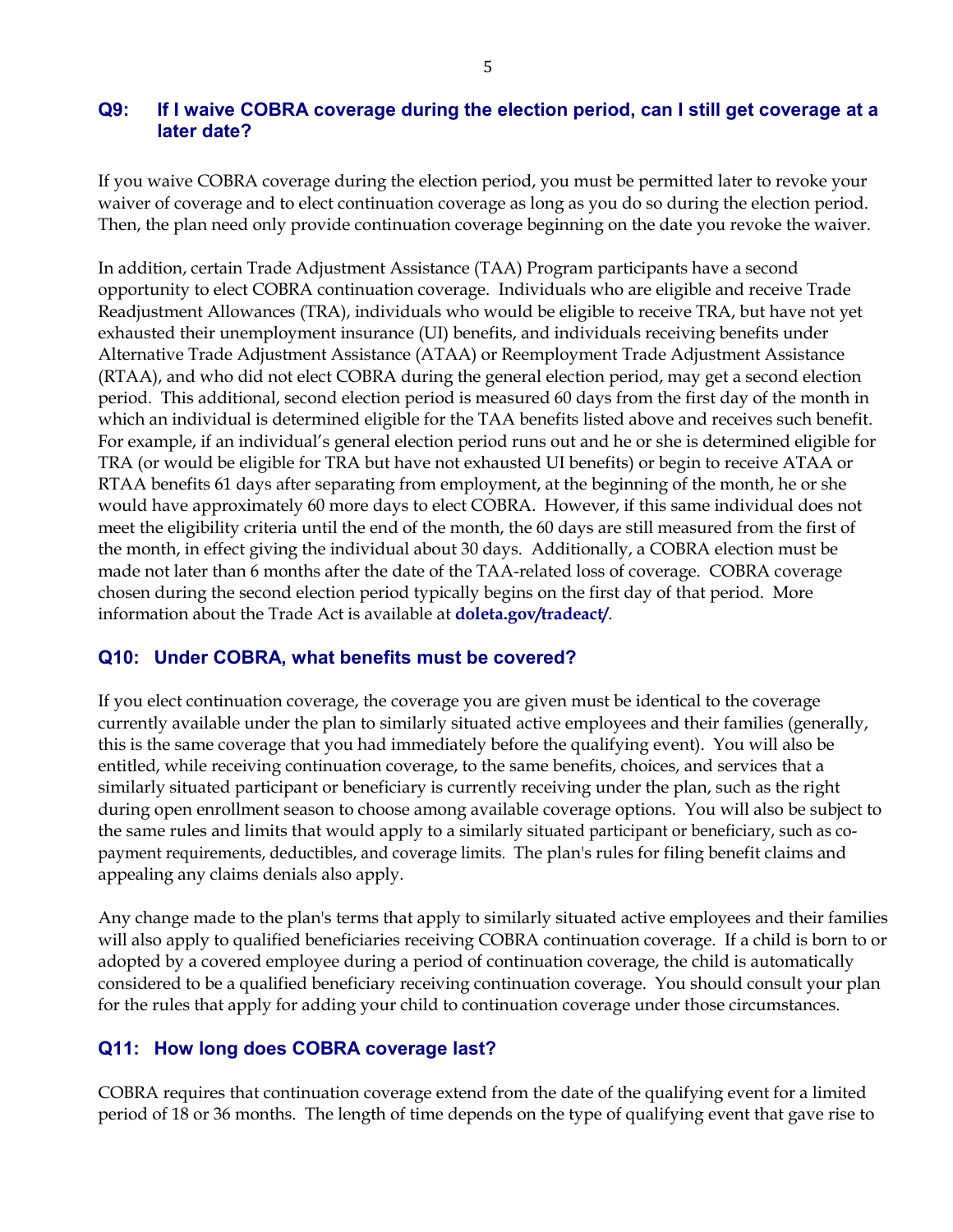### Q9: If I waive COBRA coverage during the election period, can I still get coverage at a later date?

If you waive COBRA coverage during the election period, you must be permitted later to revoke your waiver of coverage and to elect continuation coverage as long as you do so during the election period. Then, the plan need only provide continuation coverage beginning on the date you revoke the waiver.

In addition, certain Trade Adjustment Assistance (TAA) Program participants have a second opportunity to elect COBRA continuation coverage. Individuals who are eligible and receive Trade Readjustment Allowances (TRA), individuals who would be eligible to receive TRA, but have not yet exhausted their unemployment insurance (UI) benefits, and individuals receiving benefits under Alternative Trade Adjustment Assistance (ATAA) or Reemployment Trade Adjustment Assistance (RTAA), and who did not elect COBRA during the general election period, may get a second election period. This additional, second election period is measured 60 days from the first day of the month in which an individual is determined eligible for the TAA benefits listed above and receives such benefit. For example, if an individual's general election period runs out and he or she is determined eligible for TRA (or would be eligible for TRA but have not exhausted UI benefits) or begin to receive ATAA or RTAA benefits 61 days after separating from employment, at the beginning of the month, he or she would have approximately 60 more days to elect COBRA. However, if this same individual does not meet the eligibility criteria until the end of the month, the 60 days are still measured from the first of the month, in effect giving the individual about 30 days. Additionally, a COBRA election must be made not later than 6 months after the date of the TAA-related loss of coverage. COBRA coverage chosen during the second election period typically begins on the first day of that period. More information about the Trade Act is available at **doleta.gov/tradeact/**.

### Q10: Under COBRA, what benefits must be covered?

If you elect continuation coverage, the coverage you are given must be identical to the coverage currently available under the plan to similarly situated active employees and their families (generally, this is the same coverage that you had immediately before the qualifying event). You will also be entitled, while receiving continuation coverage, to the same benefits, choices, and services that a similarly situated participant or beneficiary is currently receiving under the plan, such as the right during open enrollment season to choose among available coverage options. You will also be subject to the same rules and limits that would apply to a similarly situated participant or beneficiary, such as co-payment requirements, deductibles, and coverage limits. The plan's rules for filing benefit claims and appealing any claims denials also apply.

Any change made to the plan's terms that apply to similarly situated active employees and their families will also apply to qualified beneficiaries receiving COBRA continuation coverage. If a child is born to or adopted by a covered employee during a period of continuation coverage, the child is automatically considered to be a qualified beneficiary receiving continuation coverage. You should consult your plan for the rules that apply for adding your child to continuation coverage under those circumstances.

### Q11: How long does COBRA coverage last?

COBRA requires that continuation coverage extend from the date of the qualifying event for a limited period of 18 or 36 months. The length of time depends on the type of qualifying event that gave rise to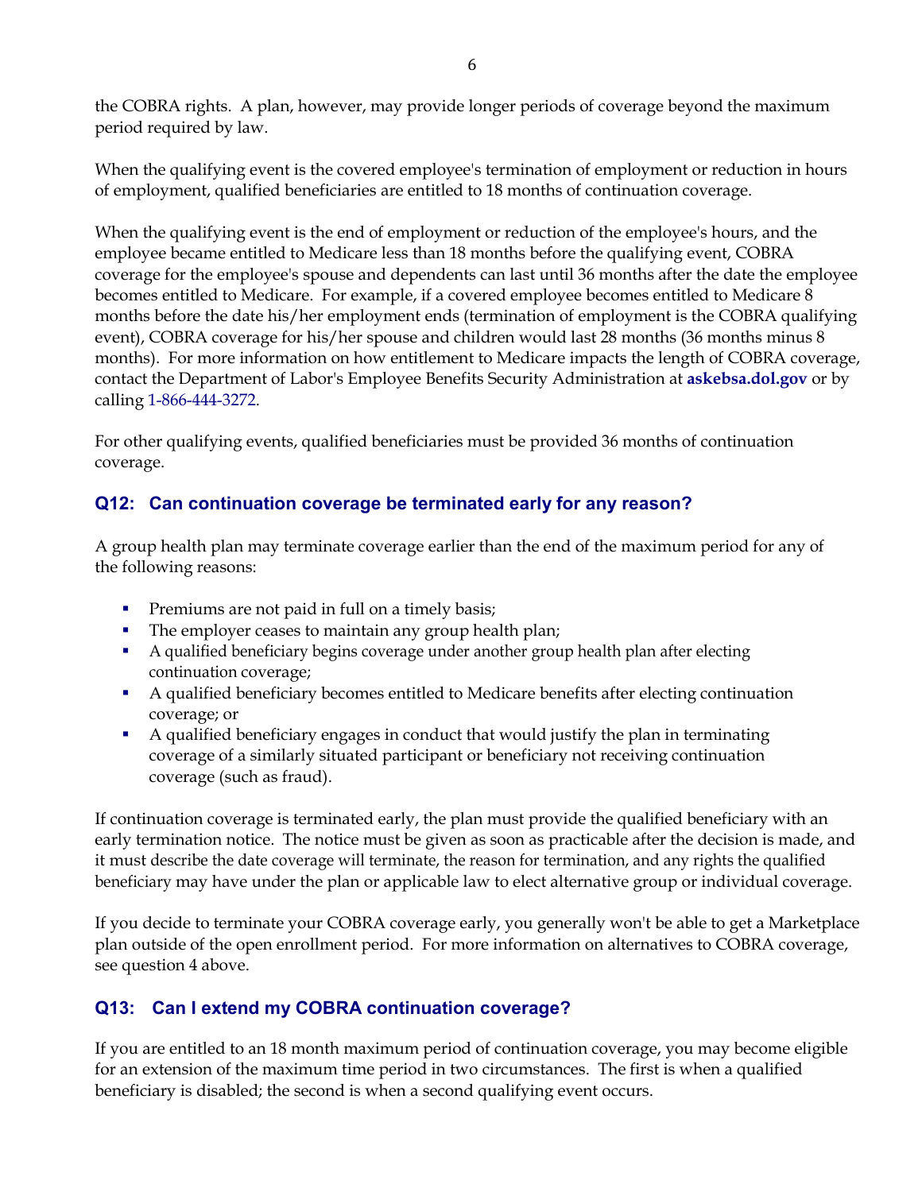the COBRA rights. A plan, however, may provide longer periods of coverage beyond the maximum period required by law.

When the qualifying event is the covered employee's termination of employment or reduction in hours of employment, qualified beneficiaries are entitled to 18 months of continuation coverage.

When the qualifying event is the end of employment or reduction of the employee's hours, and the employee became entitled to Medicare less than 18 months before the qualifying event, COBRA coverage for the employee's spouse and dependents can last until 36 months after the date the employee becomes entitled to Medicare. For example, if a covered employee becomes entitled to Medicare 8 months before the date his/her employment ends (termination of employment is the COBRA qualifying event), COBRA coverage for his/her spouse and children would last 28 months (36 months minus 8 months). For more information on how entitlement to Medicare impacts the length of COBRA coverage, contact the Department of Labor's Employee Benefits Security Administration at **askebsa.dol.gov** or by calling 1-866-444-3272.

For other qualifying events, qualified beneficiaries must be provided 36 months of continuation coverage.

### Q12: Can continuation coverage be terminated early for any reason?

A group health plan may terminate coverage earlier than the end of the maximum period for any of the following reasons:

- Premiums are not paid in full on a timely basis;
- The employer ceases to maintain any group health plan;
- A qualified beneficiary begins coverage under another group health plan after electing continuation coverage;
- A qualified beneficiary becomes entitled to Medicare benefits after electing continuation coverage; or
- A qualified beneficiary engages in conduct that would justify the plan in terminating coverage of a similarly situated participant or beneficiary not receiving continuation coverage (such as fraud).

If continuation coverage is terminated early, the plan must provide the qualified beneficiary with an early termination notice. The notice must be given as soon as practicable after the decision is made, and it must describe the date coverage will terminate, the reason for termination, and any rights the qualified beneficiary may have under the plan or applicable law to elect alternative group or individual coverage.

If you decide to terminate your COBRA coverage early, you generally won't be able to get a Marketplace plan outside of the open enrollment period. For more information on alternatives to COBRA coverage, see question 4 above.

### Q13: Can I extend my COBRA continuation coverage?

If you are entitled to an 18 month maximum period of continuation coverage, you may become eligible for an extension of the maximum time period in two circumstances. The first is when a qualified beneficiary is disabled; the second is when a second qualifying event occurs.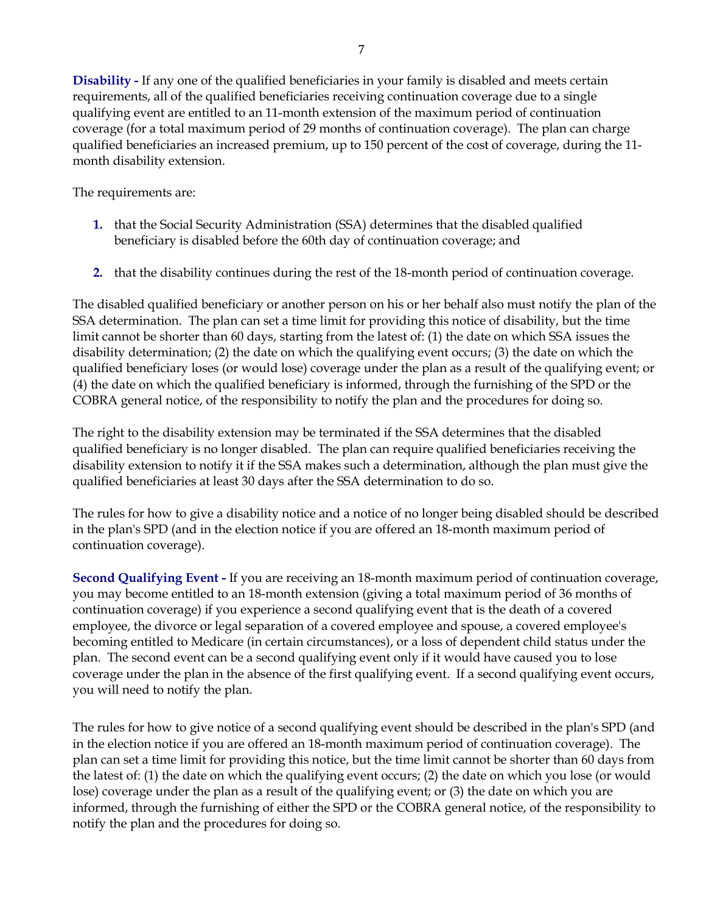**Disability -** If any one of the qualified beneficiaries in your family is disabled and meets certain requirements, all of the qualified beneficiaries receiving continuation coverage due to a single qualifying event are entitled to an 11-month extension of the maximum period of continuation coverage (for a total maximum period of 29 months of continuation coverage). The plan can charge qualified beneficiaries an increased premium, up to 150 percent of the cost of coverage, during the 11-month disability extension.

The requirements are:

1. that the Social Security Administration (SSA) determines that the disabled qualified beneficiary is disabled before the 60th day of continuation coverage; and

2. that the disability continues during the rest of the 18-month period of continuation coverage.

The disabled qualified beneficiary or another person on his or her behalf also must notify the plan of the SSA determination. The plan can set a time limit for providing this notice of disability, but the time limit cannot be shorter than 60 days, starting from the latest of: (1) the date on which SSA issues the disability determination; (2) the date on which the qualifying event occurs; (3) the date on which the qualified beneficiary loses (or would lose) coverage under the plan as a result of the qualifying event; or (4) the date on which the qualified beneficiary is informed, through the furnishing of the SPD or the COBRA general notice, of the responsibility to notify the plan and the procedures for doing so.

The right to the disability extension may be terminated if the SSA determines that the disabled qualified beneficiary is no longer disabled. The plan can require qualified beneficiaries receiving the disability extension to notify it if the SSA makes such a determination, although the plan must give the qualified beneficiaries at least 30 days after the SSA determination to do so.

The rules for how to give a disability notice and a notice of no longer being disabled should be described in the plan's SPD (and in the election notice if you are offered an 18-month maximum period of continuation coverage).

**Second Qualifying Event -** If you are receiving an 18-month maximum period of continuation coverage, you may become entitled to an 18-month extension (giving a total maximum period of 36 months of continuation coverage) if you experience a second qualifying event that is the death of a covered employee, the divorce or legal separation of a covered employee and spouse, a covered employee's becoming entitled to Medicare (in certain circumstances), or a loss of dependent child status under the plan. The second event can be a second qualifying event only if it would have caused you to lose coverage under the plan in the absence of the first qualifying event. If a second qualifying event occurs, you will need to notify the plan.

The rules for how to give notice of a second qualifying event should be described in the plan's SPD (and in the election notice if you are offered an 18-month maximum period of continuation coverage). The plan can set a time limit for providing this notice, but the time limit cannot be shorter than 60 days from the latest of: (1) the date on which the qualifying event occurs; (2) the date on which you lose (or would lose) coverage under the plan as a result of the qualifying event; or (3) the date on which you are informed, through the furnishing of either the SPD or the COBRA general notice, of the responsibility to notify the plan and the procedures for doing so.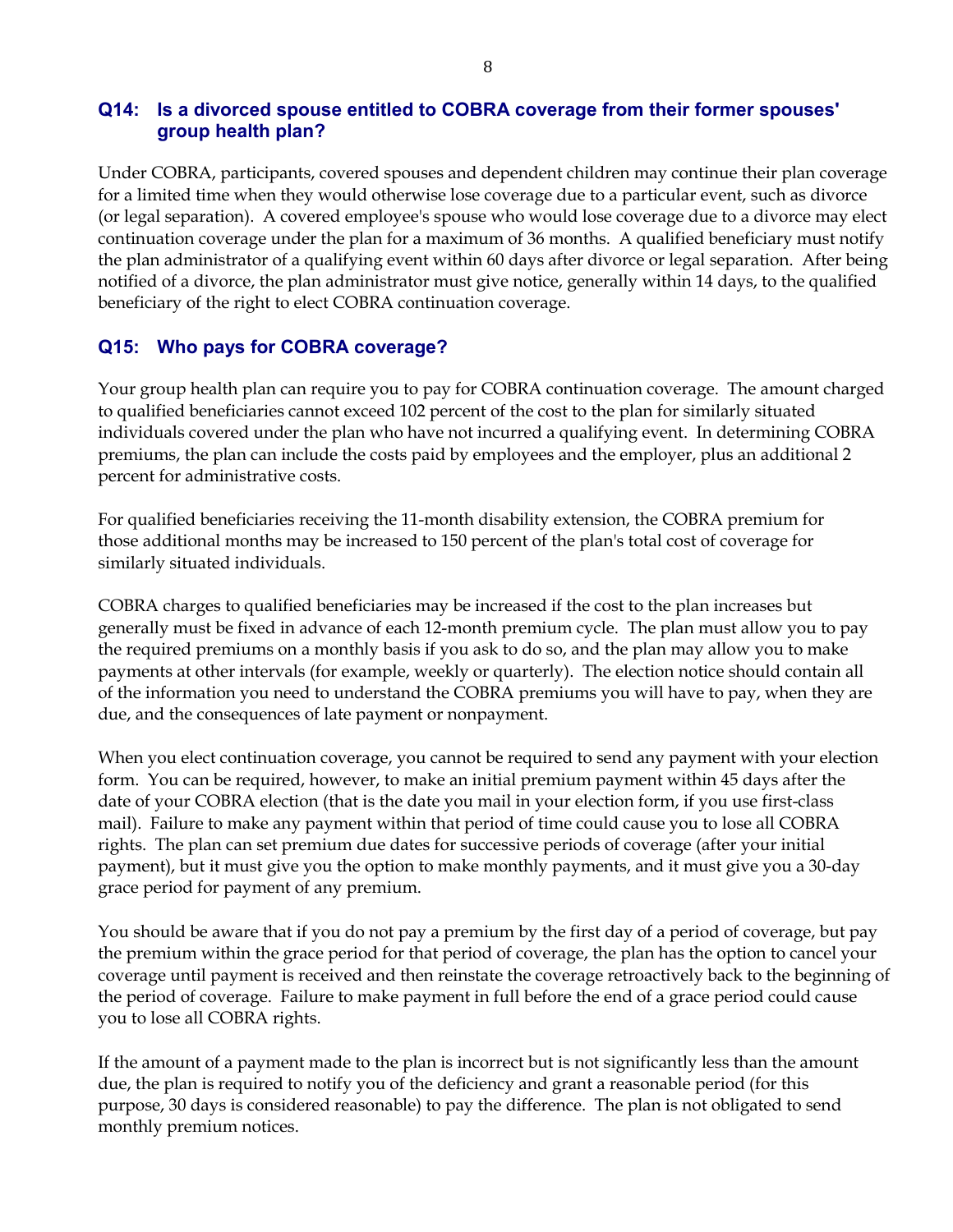### Q14: Is a divorced spouse entitled to COBRA coverage from their former spouses' group health plan?

Under COBRA, participants, covered spouses and dependent children may continue their plan coverage for a limited time when they would otherwise lose coverage due to a particular event, such as divorce (or legal separation). A covered employee's spouse who would lose coverage due to a divorce may elect continuation coverage under the plan for a maximum of 36 months. A qualified beneficiary must notify the plan administrator of a qualifying event within 60 days after divorce or legal separation. After being notified of a divorce, the plan administrator must give notice, generally within 14 days, to the qualified beneficiary of the right to elect COBRA continuation coverage.

### Q15: Who pays for COBRA coverage?

Your group health plan can require you to pay for COBRA continuation coverage. The amount charged to qualified beneficiaries cannot exceed 102 percent of the cost to the plan for similarly situated individuals covered under the plan who have not incurred a qualifying event. In determining COBRA premiums, the plan can include the costs paid by employees and the employer, plus an additional 2 percent for administrative costs.

For qualified beneficiaries receiving the 11-month disability extension, the COBRA premium for those additional months may be increased to 150 percent of the plan's total cost of coverage for similarly situated individuals.

COBRA charges to qualified beneficiaries may be increased if the cost to the plan increases but generally must be fixed in advance of each 12-month premium cycle. The plan must allow you to pay the required premiums on a monthly basis if you ask to do so, and the plan may allow you to make payments at other intervals (for example, weekly or quarterly). The election notice should contain all of the information you need to understand the COBRA premiums you will have to pay, when they are due, and the consequences of late payment or nonpayment.

When you elect continuation coverage, you cannot be required to send any payment with your election form. You can be required, however, to make an initial premium payment within 45 days after the date of your COBRA election (that is the date you mail in your election form, if you use first-class mail). Failure to make any payment within that period of time could cause you to lose all COBRA rights. The plan can set premium due dates for successive periods of coverage (after your initial payment), but it must give you the option to make monthly payments, and it must give you a 30-day grace period for payment of any premium.

You should be aware that if you do not pay a premium by the first day of a period of coverage, but pay the premium within the grace period for that period of coverage, the plan has the option to cancel your coverage until payment is received and then reinstate the coverage retroactively back to the beginning of the period of coverage. Failure to make payment in full before the end of a grace period could cause you to lose all COBRA rights.

If the amount of a payment made to the plan is incorrect but is not significantly less than the amount due, the plan is required to notify you of the deficiency and grant a reasonable period (for this purpose, 30 days is considered reasonable) to pay the difference. The plan is not obligated to send monthly premium notices.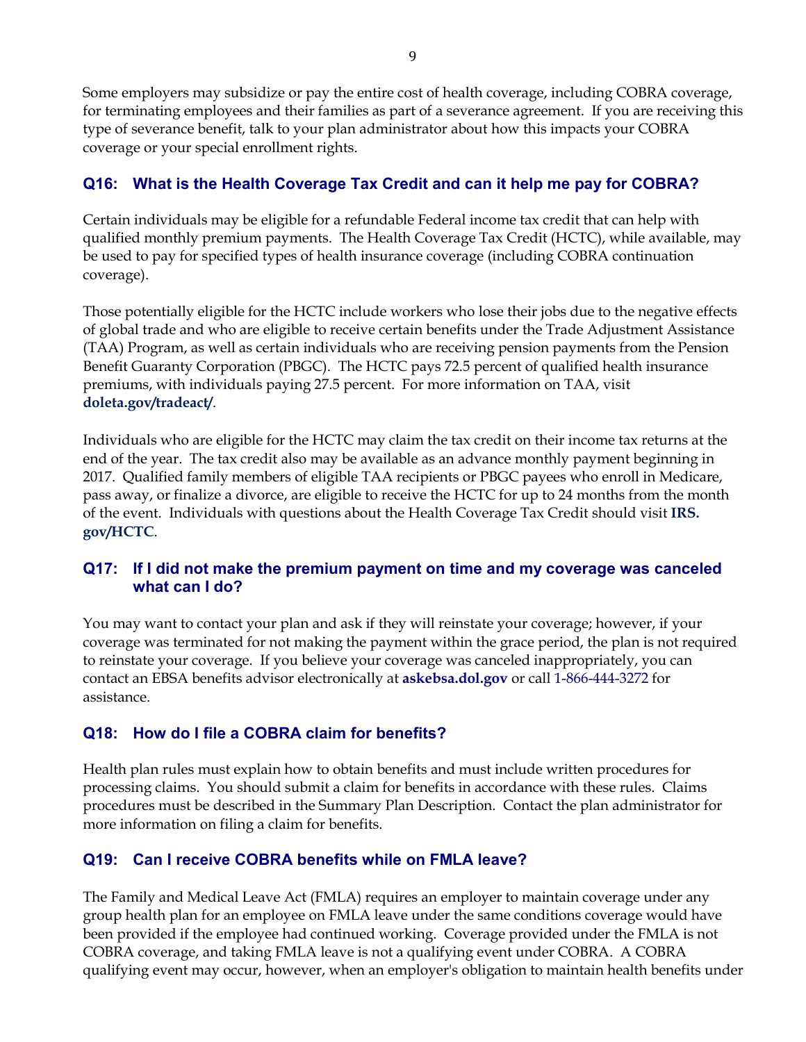Some employers may subsidize or pay the entire cost of health coverage, including COBRA coverage, for terminating employees and their families as part of a severance agreement. If you are receiving this type of severance benefit, talk to your plan administrator about how this impacts your COBRA coverage or your special enrollment rights.

### Q16: What is the Health Coverage Tax Credit and can it help me pay for COBRA?

Certain individuals may be eligible for a refundable Federal income tax credit that can help with qualified monthly premium payments. The Health Coverage Tax Credit (HCTC), while available, may be used to pay for specified types of health insurance coverage (including COBRA continuation coverage).

Those potentially eligible for the HCTC include workers who lose their jobs due to the negative effects of global trade and who are eligible to receive certain benefits under the Trade Adjustment Assistance (TAA) Program, as well as certain individuals who are receiving pension payments from the Pension Benefit Guaranty Corporation (PBGC). The HCTC pays 72.5 percent of qualified health insurance premiums, with individuals paying 27.5 percent. For more information on TAA, visit **doleta.gov/tradeact/**.

Individuals who are eligible for the HCTC may claim the tax credit on their income tax returns at the end of the year. The tax credit also may be available as an advance monthly payment beginning in 2017. Qualified family members of eligible TAA recipients or PBGC payees who enroll in Medicare, pass away, or finalize a divorce, are eligible to receive the HCTC for up to 24 months from the month of the event. Individuals with questions about the Health Coverage Tax Credit should visit **IRS.gov/HCTC**.

### Q17: If I did not make the premium payment on time and my coverage was canceled what can I do?

You may want to contact your plan and ask if they will reinstate your coverage; however, if your coverage was terminated for not making the payment within the grace period, the plan is not required to reinstate your coverage. If you believe your coverage was canceled inappropriately, you can contact an EBSA benefits advisor electronically at **askebsa.dol.gov** or call 1-866-444-3272 for assistance.

### Q18: How do I file a COBRA claim for benefits?

Health plan rules must explain how to obtain benefits and must include written procedures for processing claims. You should submit a claim for benefits in accordance with these rules. Claims procedures must be described in the Summary Plan Description. Contact the plan administrator for more information on filing a claim for benefits.

### Q19: Can I receive COBRA benefits while on FMLA leave?

The Family and Medical Leave Act (FMLA) requires an employer to maintain coverage under any group health plan for an employee on FMLA leave under the same conditions coverage would have been provided if the employee had continued working. Coverage provided under the FMLA is not COBRA coverage, and taking FMLA leave is not a qualifying event under COBRA. A COBRA qualifying event may occur, however, when an employer's obligation to maintain health benefits under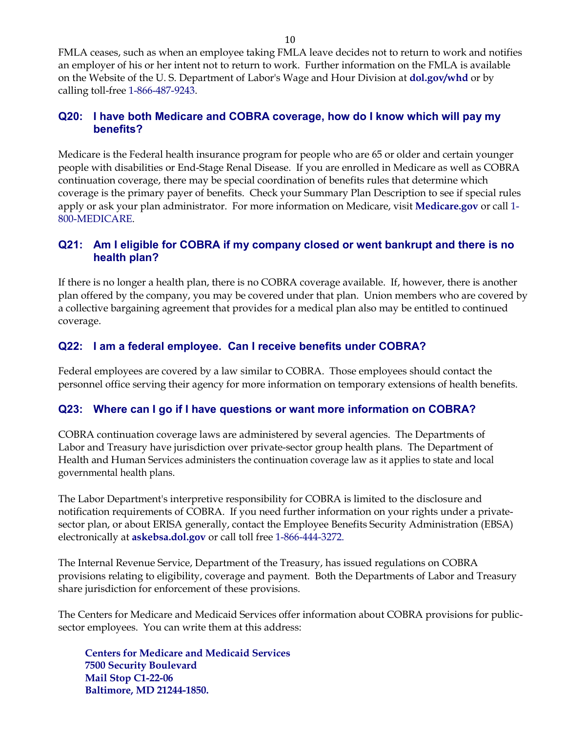FMLA ceases, such as when an employee taking FMLA leave decides not to return to work and notifies an employer of his or her intent not to return to work. Further information on the FMLA is available on the Website of the U. S. Department of Labor's Wage and Hour Division at **dol.gov/whd** or by calling toll-free 1-866-487-9243.

## Q20: I have both Medicare and COBRA coverage, how do I know which will pay my benefits?

Medicare is the Federal health insurance program for people who are 65 or older and certain younger people with disabilities or End-Stage Renal Disease. If you are enrolled in Medicare as well as COBRA continuation coverage, there may be special coordination of benefits rules that determine which coverage is the primary payer of benefits. Check your Summary Plan Description to see if special rules apply or ask your plan administrator. For more information on Medicare, visit **Medicare.gov** or call 1-800-MEDICARE.

## Q21: Am I eligible for COBRA if my company closed or went bankrupt and there is no health plan?

If there is no longer a health plan, there is no COBRA coverage available. If, however, there is another plan offered by the company, you may be covered under that plan. Union members who are covered by a collective bargaining agreement that provides for a medical plan also may be entitled to continued coverage.

## Q22: I am a federal employee. Can I receive benefits under COBRA?

Federal employees are covered by a law similar to COBRA. Those employees should contact the personnel office serving their agency for more information on temporary extensions of health benefits.

## Q23: Where can I go if I have questions or want more information on COBRA?

COBRA continuation coverage laws are administered by several agencies. The Departments of Labor and Treasury have jurisdiction over private-sector group health plans. The Department of Health and Human Services administers the continuation coverage law as it applies to state and local governmental health plans.

The Labor Department's interpretive responsibility for COBRA is limited to the disclosure and notification requirements of COBRA. If you need further information on your rights under a private-sector plan, or about ERISA generally, contact the Employee Benefits Security Administration (EBSA) electronically at **askebsa.dol.gov** or call toll free 1-866-444-3272.

The Internal Revenue Service, Department of the Treasury, has issued regulations on COBRA provisions relating to eligibility, coverage and payment. Both the Departments of Labor and Treasury share jurisdiction for enforcement of these provisions.

The Centers for Medicare and Medicaid Services offer information about COBRA provisions for public-sector employees. You can write them at this address:

**Centers for Medicare and Medicaid Services**
**7500 Security Boulevard**
**Mail Stop C1-22-06**
**Baltimore, MD 21244-1850.**